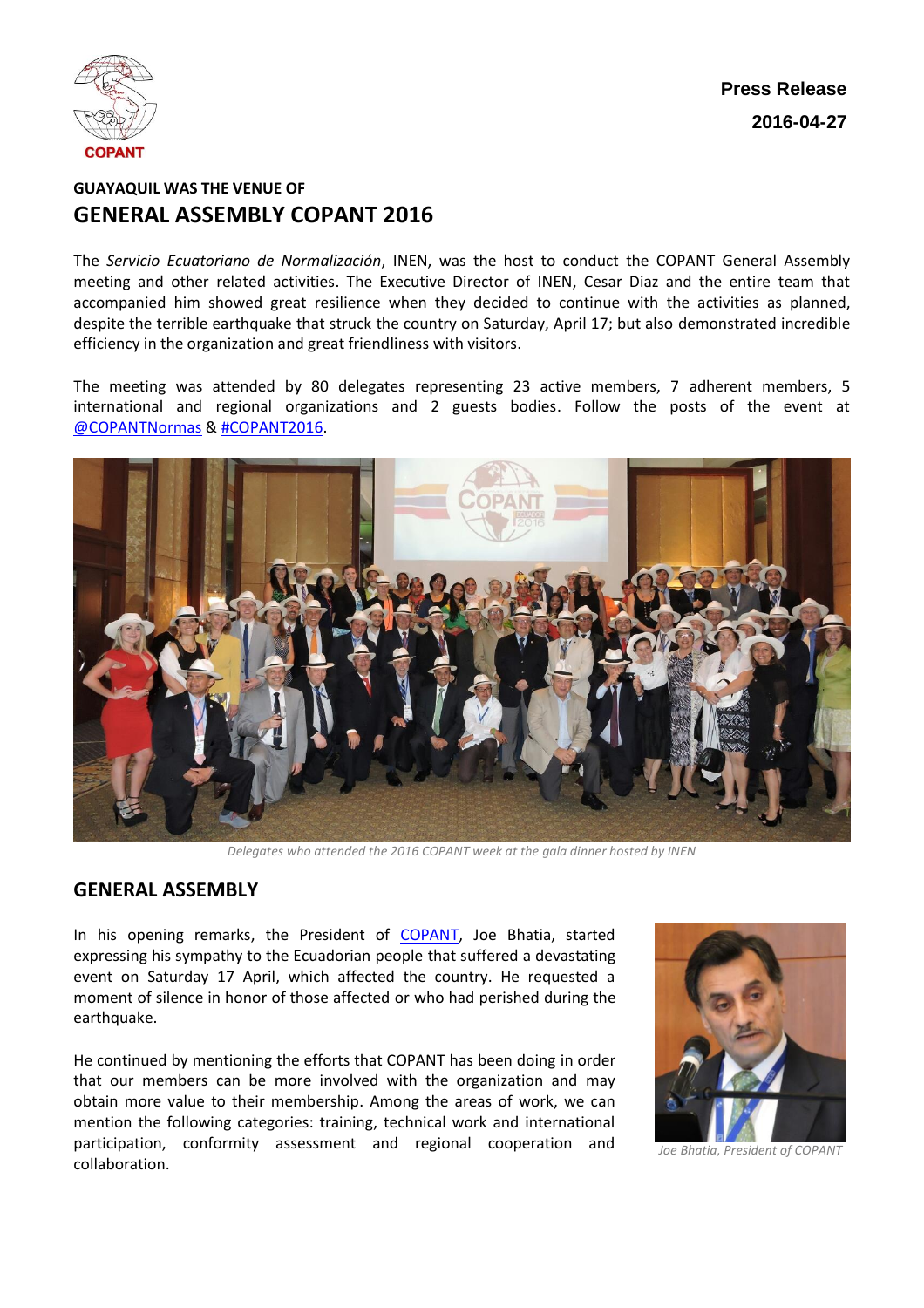COPANT

**Press Release**

**2016-04-27**

### GUAYAQUIL WAS THE VENUE OF

# GENERAL ASSEMBLY COPANT 2016

The *Servicio Ecuatoriano de Normalización*, INEN, was the host to conduct the COPANT General Assembly meeting and other related activities. The Executive Director of INEN, Cesar Diaz and the entire team that accompanied him showed great resilience when they decided to continue with the activities as planned, despite the terrible earthquake that struck the country on Saturday, April 17; but also demonstrated incredible efficiency in the organization and great friendliness with visitors.

The meeting was attended by 80 delegates representing 23 active members, 7 adherent members, 5 international and regional organizations and 2 guests bodies. Follow the posts of the event at @COPANTNormas & #COPANT2016.

*Delegates who attended the 2016 COPANT week at the gala dinner hosted by INEN*

## GENERAL ASSEMBLY

In his opening remarks, the President of COPANT, Joe Bhatia, started expressing his sympathy to the Ecuadorian people that suffered a devastating event on Saturday 17 April, which affected the country. He requested a moment of silence in honor of those affected or who had perished during the earthquake.

He continued by mentioning the efforts that COPANT has been doing in order that our members can be more involved with the organization and may obtain more value to their membership. Among the areas of work, we can mention the following categories: training, technical work and international participation, conformity assessment and regional cooperation and collaboration.

*Joe Bhatia, President of COPANT*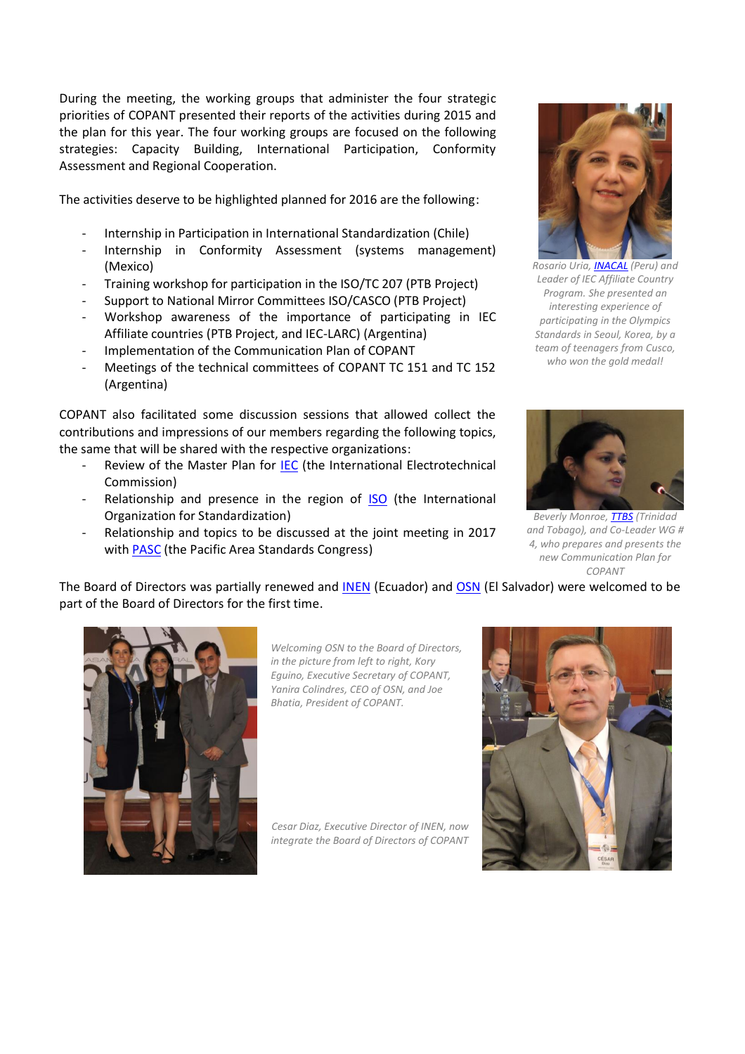During the meeting, the working groups that administer the four strategic priorities of COPANT presented their reports of the activities during 2015 and the plan for this year. The four working groups are focused on the following strategies: Capacity Building, International Participation, Conformity Assessment and Regional Cooperation.

The activities deserve to be highlighted planned for 2016 are the following:

- Internship in Participation in International Standardization (Chile)
- Internship in Conformity Assessment (systems management) (Mexico)
- Training workshop for participation in the ISO/TC 207 (PTB Project)
- Support to National Mirror Committees ISO/CASCO (PTB Project)
- Workshop awareness of the importance of participating in IEC Affiliate countries (PTB Project, and IEC-LARC) (Argentina)
- Implementation of the Communication Plan of COPANT
- Meetings of the technical committees of COPANT TC 151 and TC 152 (Argentina)

*Rosario Uria, INACAL (Peru) and Leader of IEC Affiliate Country Program. She presented an interesting experience of participating in the Olympics Standards in Seoul, Korea, by a team of teenagers from Cusco, who won the gold medal!*

COPANT also facilitated some discussion sessions that allowed collect the contributions and impressions of our members regarding the following topics, the same that will be shared with the respective organizations:

- Review of the Master Plan for IEC (the International Electrotechnical Commission)
- Relationship and presence in the region of ISO (the International Organization for Standardization)
- Relationship and topics to be discussed at the joint meeting in 2017 with PASC (the Pacific Area Standards Congress)

*Beverly Monroe, TTBS (Trinidad and Tobago), and Co-Leader WG # 4, who prepares and presents the new Communication Plan for COPANT*

The Board of Directors was partially renewed and INEN (Ecuador) and OSN (El Salvador) were welcomed to be part of the Board of Directors for the first time.

*Welcoming OSN to the Board of Directors, in the picture from left to right, Kory Eguino, Executive Secretary of COPANT, Yanira Colindres, CEO of OSN, and Joe Bhatia, President of COPANT.*

*Cesar Diaz, Executive Director of INEN, now integrate the Board of Directors of COPANT*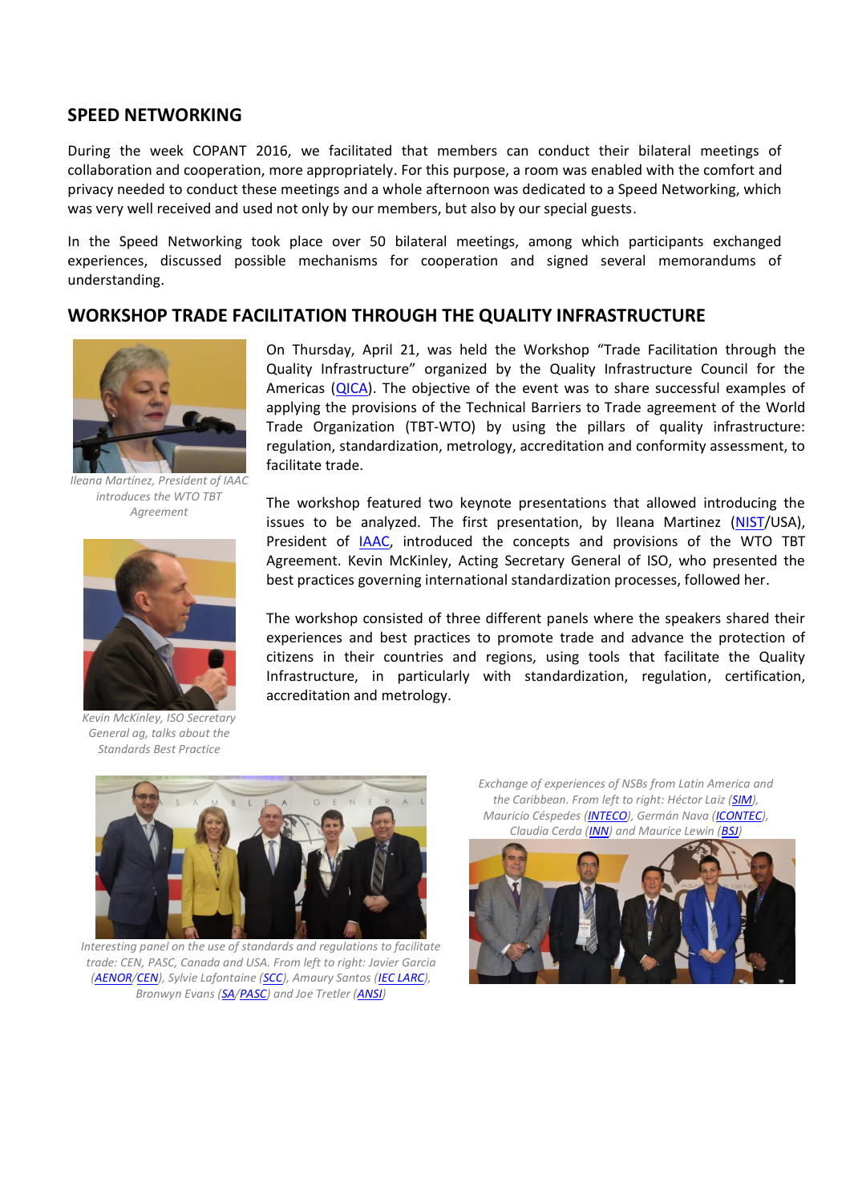## SPEED NETWORKING

During the week COPANT 2016, we facilitated that members can conduct their bilateral meetings of collaboration and cooperation, more appropriately. For this purpose, a room was enabled with the comfort and privacy needed to conduct these meetings and a whole afternoon was dedicated to a Speed Networking, which was very well received and used not only by our members, but also by our special guests.

In the Speed Networking took place over 50 bilateral meetings, among which participants exchanged experiences, discussed possible mechanisms for cooperation and signed several memorandums of understanding.

## WORKSHOP TRADE FACILITATION THROUGH THE QUALITY INFRASTRUCTURE

On Thursday, April 21, was held the Workshop "Trade Facilitation through the Quality Infrastructure" organized by the Quality Infrastructure Council for the Americas (QICA). The objective of the event was to share successful examples of applying the provisions of the Technical Barriers to Trade agreement of the World Trade Organization (TBT-WTO) by using the pillars of quality infrastructure: regulation, standardization, metrology, accreditation and conformity assessment, to facilitate trade.

*Ileana Martínez, President of IAAC introduces the WTO TBT Agreement*

The workshop featured two keynote presentations that allowed introducing the issues to be analyzed. The first presentation, by Ileana Martinez (NIST/USA), President of IAAC, introduced the concepts and provisions of the WTO TBT Agreement. Kevin McKinley, Acting Secretary General of ISO, who presented the best practices governing international standardization processes, followed her.

*Kevin McKinley, ISO Secretary General ag, talks about the Standards Best Practice*

The workshop consisted of three different panels where the speakers shared their experiences and best practices to promote trade and advance the protection of citizens in their countries and regions, using tools that facilitate the Quality Infrastructure, in particularly with standardization, regulation, certification, accreditation and metrology.

*Interesting panel on the use of standards and regulations to facilitate trade: CEN, PASC, Canada and USA. From left to right: Javier Garcia (AENOR/CEN), Sylvie Lafontaine (SCC), Amaury Santos (IEC LARC), Bronwyn Evans (SA/PASC) and Joe Tretler (ANSI)*

*Exchange of experiences of NSBs from Latin America and the Caribbean. From left to right: Héctor Laiz (SIM), Mauricio Céspedes (INTECO), Germán Nava (ICONTEC), Claudia Cerda (INN) and Maurice Lewin (BSJ)*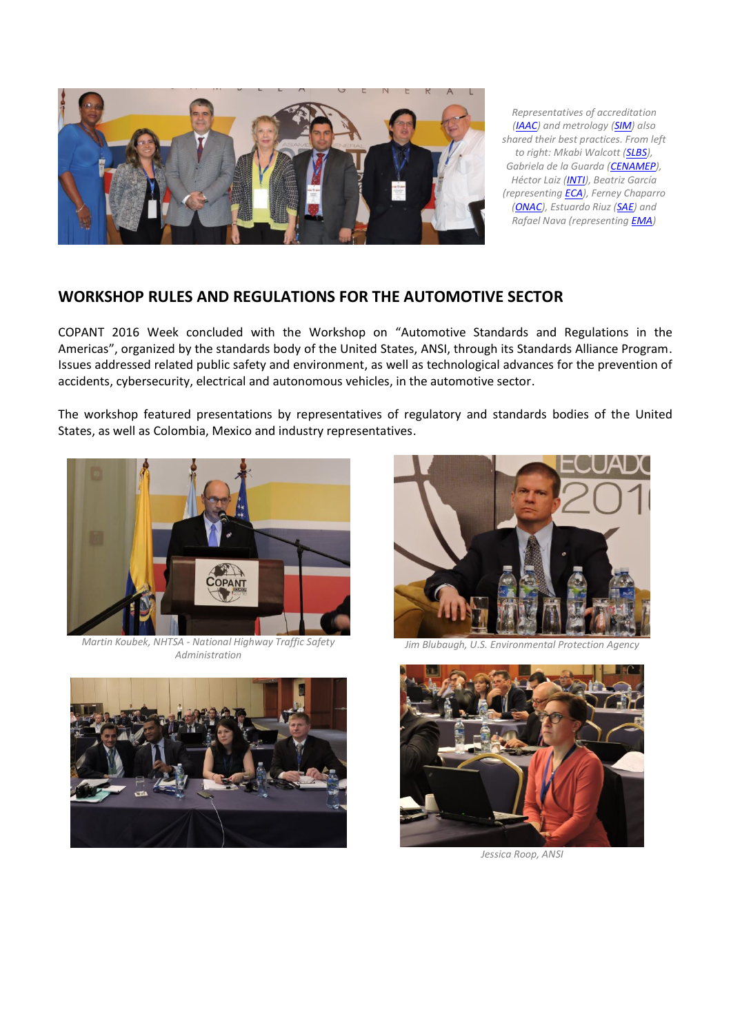*Representatives of accreditation (IAAC) and metrology (SIM) also shared their best practices. From left to right: Mkabi Walcott (SLBS), Gabriela de la Guarda (CENAMEP), Héctor Laiz (INTI), Beatriz García (representing ECA), Ferney Chaparro (ONAC), Estuardo Riuz (SAE) and Rafael Nava (representing EMA)*

## WORKSHOP RULES AND REGULATIONS FOR THE AUTOMOTIVE SECTOR

COPANT 2016 Week concluded with the Workshop on "Automotive Standards and Regulations in the Americas", organized by the standards body of the United States, ANSI, through its Standards Alliance Program. Issues addressed related public safety and environment, as well as technological advances for the prevention of accidents, cybersecurity, electrical and autonomous vehicles, in the automotive sector.

The workshop featured presentations by representatives of regulatory and standards bodies of the United States, as well as Colombia, Mexico and industry representatives.

*Martin Koubek, NHTSA - National Highway Traffic Safety Administration*

*Jim Blubaugh, U.S. Environmental Protection Agency*

*Jessica Roop, ANSI*